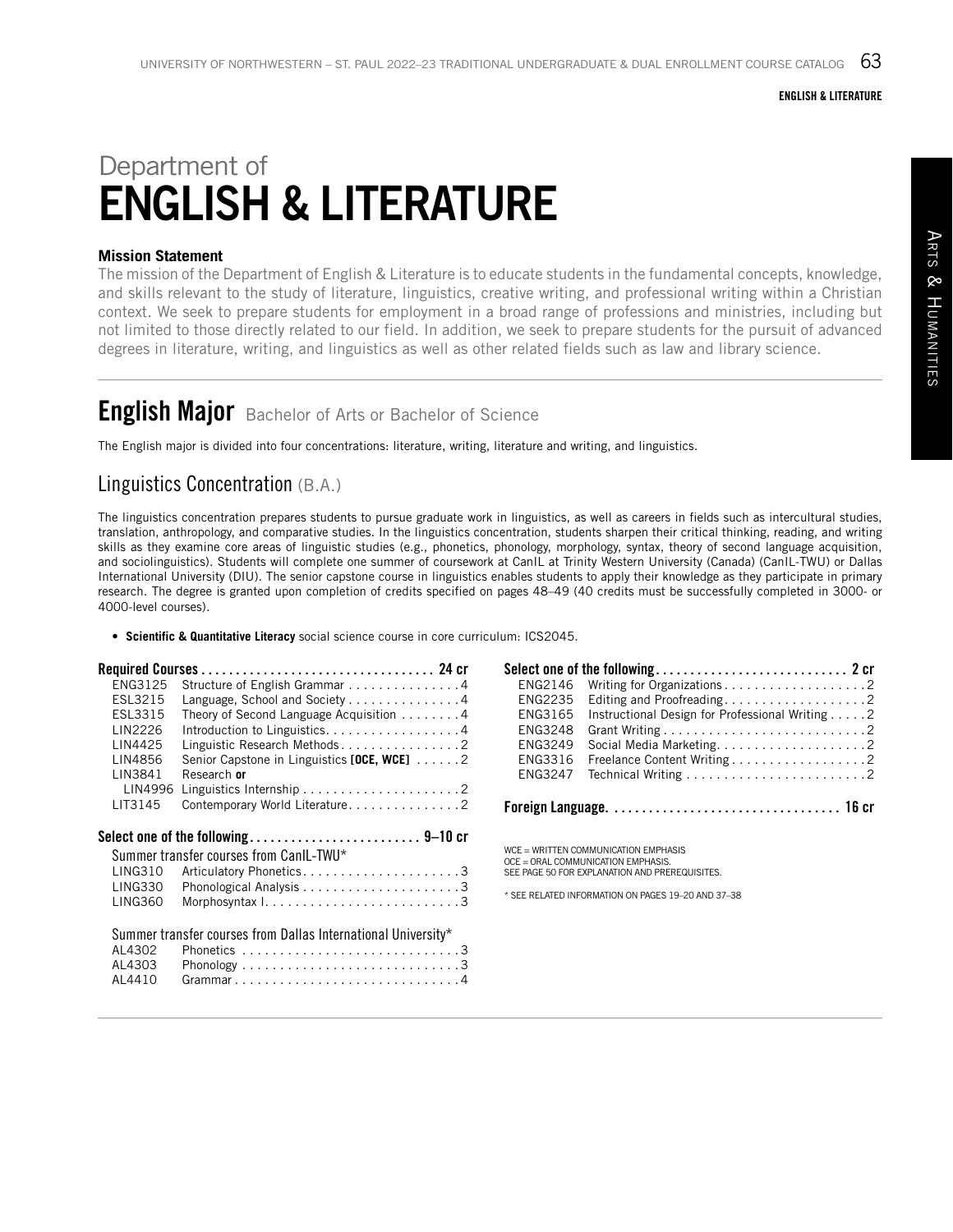# Department of ENGLISH & LITERATURE

**Mission Statement**

The mission of the Department of English & Literature is to educate students in the fundamental concepts, knowledge, and skills relevant to the study of literature, linguistics, creative writing, and professional writing within a Christian context. We seek to prepare students for employment in a broad range of professions and ministries, including but not limited to those directly related to our field. In addition, we seek to prepare students for the pursuit of advanced degrees in literature, writing, and linguistics as well as other related fields such as law and library science.

## English Major Bachelor of Arts or Bachelor of Science

The English major is divided into four concentrations: literature, writing, literature and writing, and linguistics.

### Linguistics Concentration (B.A.)

The linguistics concentration prepares students to pursue graduate work in linguistics, as well as careers in fields such as intercultural studies, translation, anthropology, and comparative studies. In the linguistics concentration, students sharpen their critical thinking, reading, and writing skills as they examine core areas of linguistic studies (e.g., phonetics, phonology, morphology, syntax, theory of second language acquisition, and sociolinguistics). Students will complete one summer of coursework at CanIL at Trinity Western University (Canada) (CanIL-TWU) or Dallas International University (DIU). The senior capstone course in linguistics enables students to apply their knowledge as they participate in primary research. The degree is granted upon completion of credits specified on pages 48–49 (40 credits must be successfully completed in 3000- or 4000-level courses).

- **Scientific & Quantitative Literacy** social science course in core curriculum: ICS2045.

**Required Courses ................................. 24 cr**

| Course | Title | Credits |
|---|---|---|
| ENG3125 | Structure of English Grammar | 4 |
| ESL3215 | Language, School and Society | 4 |
| ESL3315 | Theory of Second Language Acquisition | 4 |
| LIN2226 | Introduction to Linguistics | 4 |
| LIN4425 | Linguistic Research Methods | 2 |
| LIN4856 | Senior Capstone in Linguistics **[OCE, WCE]** | 2 |
| LIN3841 | Research **or** | |
| LIN4996 | Linguistics Internship | 2 |
| LIT3145 | Contemporary World Literature | 2 |

**Select one of the following ......................... 9–10 cr**

Summer transfer courses from CanIL-TWU*

| Course | Title | Credits |
|---|---|---|
| LING310 | Articulatory Phonetics | 3 |
| LING330 | Phonological Analysis | 3 |
| LING360 | Morphosyntax I | 3 |

Summer transfer courses from Dallas International University*

| Course | Title | Credits |
|---|---|---|
| AL4302 | Phonetics | 3 |
| AL4303 | Phonology | 3 |
| AL4410 | Grammar | 4 |

**Select one of the following ........................... 2 cr**

| Course | Title | Credits |
|---|---|---|
| ENG2146 | Writing for Organizations | 2 |
| ENG2235 | Editing and Proofreading | 2 |
| ENG3165 | Instructional Design for Professional Writing | 2 |
| ENG3248 | Grant Writing | 2 |
| ENG3249 | Social Media Marketing | 2 |
| ENG3316 | Freelance Content Writing | 2 |
| ENG3247 | Technical Writing | 2 |

**Foreign Language. ................................ 16 cr**

WCE = WRITTEN COMMUNICATION EMPHASIS
OCE = ORAL COMMUNICATION EMPHASIS.
SEE PAGE 50 FOR EXPLANATION AND PREREQUISITES.

* SEE RELATED INFORMATION ON PAGES 19–20 AND 37–38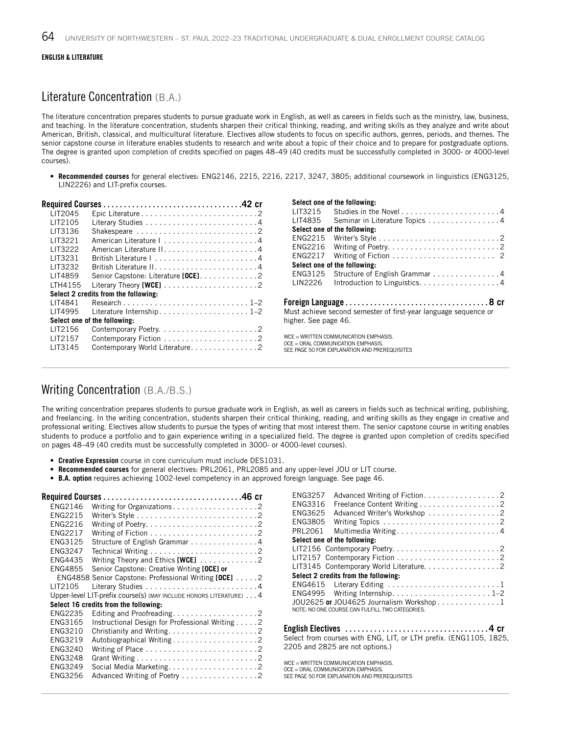**ENGLISH & LITERATURE**

## Literature Concentration (B.A.)

The literature concentration prepares students to pursue graduate work in English, as well as careers in fields such as the ministry, law, business, and teaching. In the literature concentration, students sharpen their critical thinking, reading, and writing skills as they analyze and write about American, British, classical, and multicultural literature. Electives allow students to focus on specific authors, genres, periods, and themes. The senior capstone course in literature enables students to research and write about a topic of their choice and to prepare for postgraduate options. The degree is granted upon completion of credits specified on pages 48–49 (40 credits must be successfully completed in 3000- or 4000-level courses).

- **Recommended courses** for general electives: ENG2146, 2215, 2216, 2217, 3247, 3805; additional coursework in linguistics (ENG3125, LIN2226) and LIT-prefix courses.

**Required Courses . . . 42 cr**

| Course | Title | Credits |
|---|---|---|
| LIT2045 | Epic Literature | 2 |
| LIT2105 | Literary Studies | 4 |
| LIT3136 | Shakespeare | 2 |
| LIT3221 | American Literature I | 4 |
| LIT3222 | American Literature II | 4 |
| LIT3231 | British Literature I | 4 |
| LIT3232 | British Literature II | 4 |
| LIT4859 | Senior Capstone: Literature **[OCE]** | 2 |
| LTH4155 | Literary Theory **[WCE]** | 2 |
| **Select 2 credits from the following:** | | |
| LIT4841 | Research | 1–2 |
| LIT4995 | Literature Internship | 1–2 |
| **Select one of the following:** | | |
| LIT2156 | Contemporary Poetry | 2 |
| LIT2157 | Contemporary Fiction | 2 |
| LIT3145 | Contemporary World Literature | 2 |
| **Select one of the following:** | | |
| LIT3215 | Studies in the Novel | 4 |
| LIT4835 | Seminar in Literature Topics | 4 |
| **Select one of the following:** | | |
| ENG2215 | Writer's Style | 2 |
| ENG2216 | Writing of Poetry | 2 |
| ENG2217 | Writing of Fiction | 2 |
| **Select one of the following:** | | |
| ENG3125 | Structure of English Grammar | 4 |
| LIN2226 | Introduction to Linguistics | 4 |

**Foreign Language . . . 8 cr**

Must achieve second semester of first-year language sequence or higher. See page 46.

WCE = WRITTEN COMMUNICATION EMPHASIS.
OCE = ORAL COMMUNICATION EMPHASIS.
SEE PAGE 50 FOR EXPLANATION AND PREREQUISITES

## Writing Concentration (B.A./B.S.)

The writing concentration prepares students to pursue graduate work in English, as well as careers in fields such as technical writing, publishing, and freelancing. In the writing concentration, students sharpen their critical thinking, reading, and writing skills as they engage in creative and professional writing. Electives allow students to pursue the types of writing that most interest them. The senior capstone course in writing enables students to produce a portfolio and to gain experience writing in a specialized field. The degree is granted upon completion of credits specified on pages 48–49 (40 credits must be successfully completed in 3000- or 4000-level courses).

- **Creative Expression** course in core curriculum must include DES1031.
- **Recommended courses** for general electives: PRL2061, PRL2085 and any upper-level JOU or LIT course.
- **B.A. option** requires achieving 1002-level competency in an approved foreign language. See page 46.

**Required Courses . . . 46 cr**

| Course | Title | Credits |
|---|---|---|
| ENG2146 | Writing for Organizations | 2 |
| ENG2215 | Writer's Style | 2 |
| ENG2216 | Writing of Poetry | 2 |
| ENG2217 | Writing of Fiction | 2 |
| ENG3125 | Structure of English Grammar | 4 |
| ENG3247 | Technical Writing | 2 |
| ENG4435 | Writing Theory and Ethics **[WCE]** | 2 |
| ENG4855 | Senior Capstone: Creative Writing **[OCE]** or ENG4858 Senior Capstone: Professional Writing **[OCE]** | 2 |
| LIT2105 | Literary Studies | 4 |
| Upper-level LIT-prefix course(s) (MAY INCLUDE HONORS LITERATURE) | | 4 |
| **Select 16 credits from the following:** | | |
| ENG2235 | Editing and Proofreading | 2 |
| ENG3165 | Instructional Design for Professional Writing | 2 |
| ENG3210 | Christianity and Writing | 2 |
| ENG3219 | Autobiographical Writing | 2 |
| ENG3240 | Writing of Place | 2 |
| ENG3248 | Grant Writing | 2 |
| ENG3249 | Social Media Marketing | 2 |
| ENG3256 | Advanced Writing of Poetry | 2 |
| ENG3257 | Advanced Writing of Fiction | 2 |
| ENG3316 | Freelance Content Writing | 2 |
| ENG3625 | Advanced Writer's Workshop | 2 |
| ENG3805 | Writing Topics | 2 |
| PRL2061 | Multimedia Writing | 4 |
| **Select one of the following:** | | |
| LIT2156 | Contemporary Poetry | 2 |
| LIT2157 | Contemporary Fiction | 2 |
| LIT3145 | Contemporary World Literature | 2 |
| **Select 2 credits from the following:** | | |
| ENG4615 | Literary Editing | 1 |
| ENG4995 | Writing Internship | 1–2 |
| JOU2625 **or** JOU4625 | Journalism Workshop | 1 |

NOTE: NO ONE COURSE CAN FULFILL TWO CATEGORIES.

**English Electives . . . 4 cr**

Select from courses with ENG, LIT, or LTH prefix. (ENG1105, 1825, 2205 and 2825 are not options.)

WCE = WRITTEN COMMUNICATION EMPHASIS.
OCE = ORAL COMMUNICATION EMPHASIS.
SEE PAGE 50 FOR EXPLANATION AND PREREQUISITES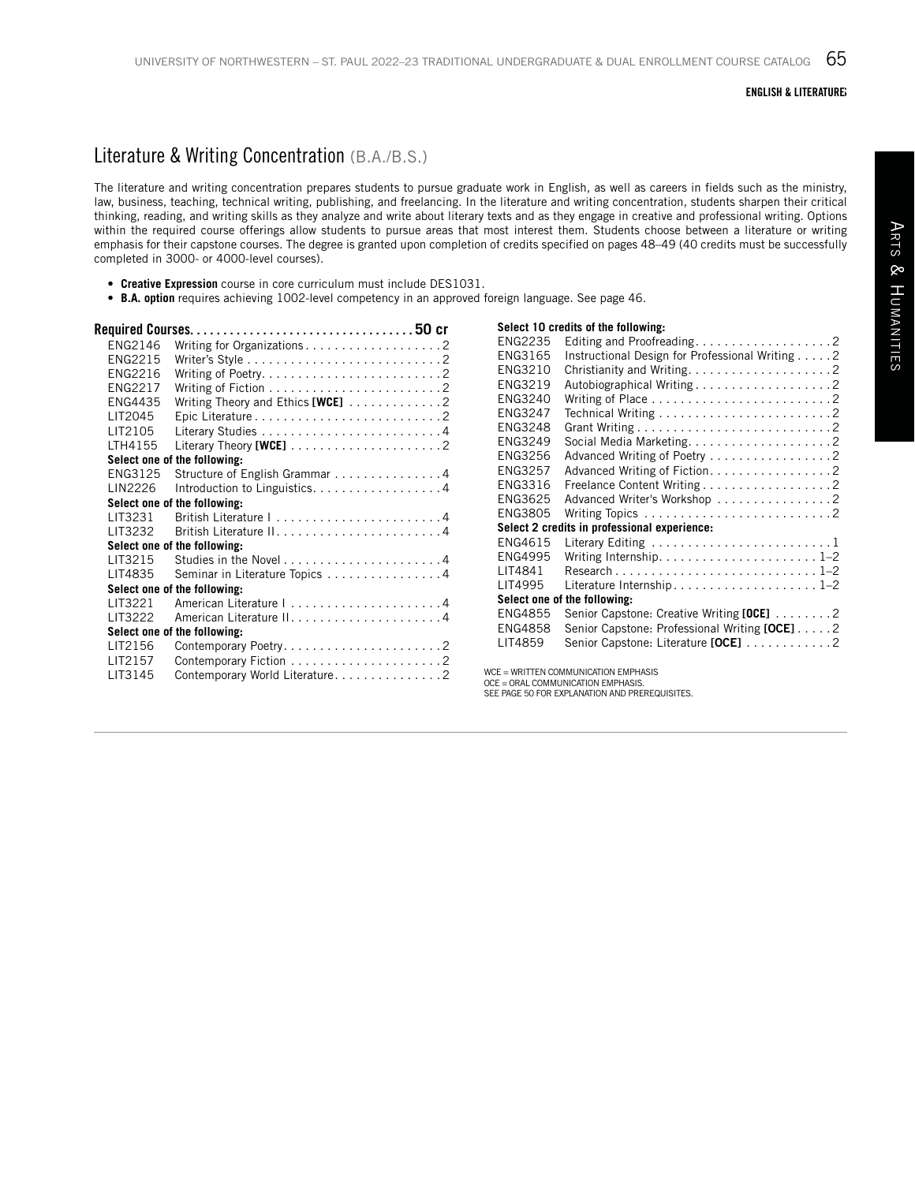## Literature & Writing Concentration (B.A./B.S.)

The literature and writing concentration prepares students to pursue graduate work in English, as well as careers in fields such as the ministry, law, business, teaching, technical writing, publishing, and freelancing. In the literature and writing concentration, students sharpen their critical thinking, reading, and writing skills as they analyze and write about literary texts and as they engage in creative and professional writing. Options within the required course offerings allow students to pursue areas that most interest them. Students choose between a literature or writing emphasis for their capstone courses. The degree is granted upon completion of credits specified on pages 48–49 (40 credits must be successfully completed in 3000- or 4000-level courses).

- **Creative Expression** course in core curriculum must include DES1031.
- **B.A. option** requires achieving 1002-level competency in an approved foreign language. See page 46.

**Required Courses. . . . . . . . . . . . . . . . . . . . . . . . . . . . . . . . . 50 cr**

| Course | Title | Credits |
|---|---|---|
| ENG2146 | Writing for Organizations | 2 |
| ENG2215 | Writer's Style | 2 |
| ENG2216 | Writing of Poetry | 2 |
| ENG2217 | Writing of Fiction | 2 |
| ENG4435 | Writing Theory and Ethics **[WCE]** | 2 |
| LIT2045 | Epic Literature | 2 |
| LIT2105 | Literary Studies | 4 |
| LTH4155 | Literary Theory **[WCE]** | 2 |
| **Select one of the following:** | | |
| ENG3125 | Structure of English Grammar | 4 |
| LIN2226 | Introduction to Linguistics | 4 |
| **Select one of the following:** | | |
| LIT3231 | British Literature I | 4 |
| LIT3232 | British Literature II | 4 |
| **Select one of the following:** | | |
| LIT3215 | Studies in the Novel | 4 |
| LIT4835 | Seminar in Literature Topics | 4 |
| **Select one of the following:** | | |
| LIT3221 | American Literature I | 4 |
| LIT3222 | American Literature II | 4 |
| **Select one of the following:** | | |
| LIT2156 | Contemporary Poetry | 2 |
| LIT2157 | Contemporary Fiction | 2 |
| LIT3145 | Contemporary World Literature | 2 |
| **Select 10 credits of the following:** | | |
| ENG2235 | Editing and Proofreading | 2 |
| ENG3165 | Instructional Design for Professional Writing | 2 |
| ENG3210 | Christianity and Writing | 2 |
| ENG3219 | Autobiographical Writing | 2 |
| ENG3240 | Writing of Place | 2 |
| ENG3247 | Technical Writing | 2 |
| ENG3248 | Grant Writing | 2 |
| ENG3249 | Social Media Marketing | 2 |
| ENG3256 | Advanced Writing of Poetry | 2 |
| ENG3257 | Advanced Writing of Fiction | 2 |
| ENG3316 | Freelance Content Writing | 2 |
| ENG3625 | Advanced Writer's Workshop | 2 |
| ENG3805 | Writing Topics | 2 |
| **Select 2 credits in professional experience:** | | |
| ENG4615 | Literary Editing | 1 |
| ENG4995 | Writing Internship | 1–2 |
| LIT4841 | Research | 1–2 |
| LIT4995 | Literature Internship | 1–2 |
| **Select one of the following:** | | |
| ENG4855 | Senior Capstone: Creative Writing **[OCE]** | 2 |
| ENG4858 | Senior Capstone: Professional Writing **[OCE]** | 2 |
| LIT4859 | Senior Capstone: Literature **[OCE]** | 2 |

WCE = WRITTEN COMMUNICATION EMPHASIS
OCE = ORAL COMMUNICATION EMPHASIS.
SEE PAGE 50 FOR EXPLANATION AND PREREQUISITES.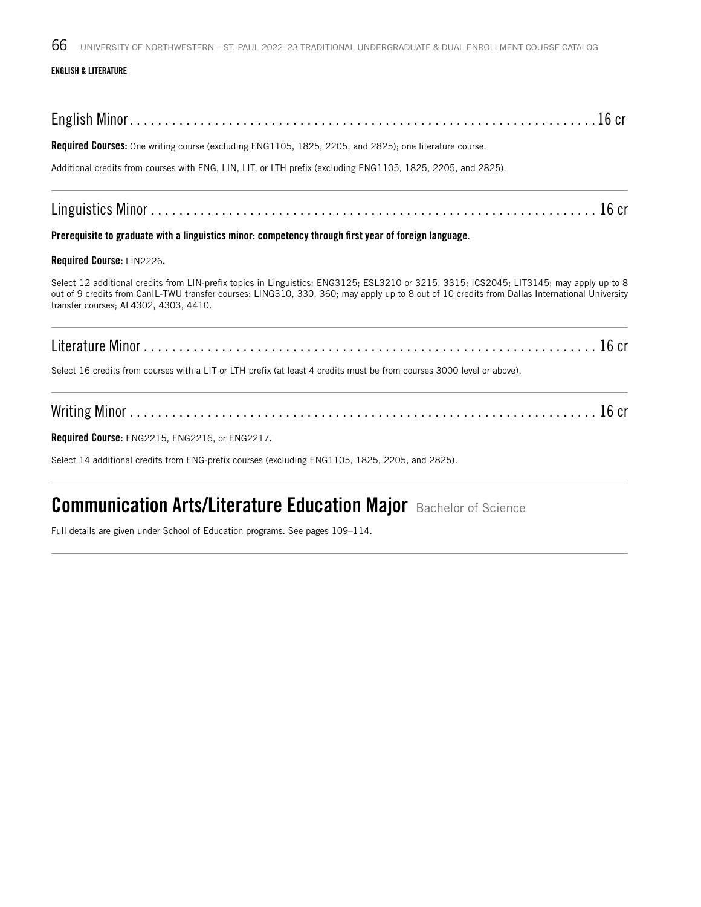## English Minor . . . . . . . . . . 16 cr

**Required Courses:** One writing course (excluding ENG1105, 1825, 2205, and 2825); one literature course.

Additional credits from courses with ENG, LIN, LIT, or LTH prefix (excluding ENG1105, 1825, 2205, and 2825).

---

## Linguistics Minor . . . . . . . . . . 16 cr

**Prerequisite to graduate with a linguistics minor: competency through first year of foreign language.**

**Required Course:** LIN2226.

Select 12 additional credits from LIN-prefix topics in Linguistics; ENG3125; ESL3210 or 3215, 3315; ICS2045; LIT3145; may apply up to 8 out of 9 credits from CanIL-TWU transfer courses: LING310, 330, 360; may apply up to 8 out of 10 credits from Dallas International University transfer courses; AL4302, 4303, 4410.

---

## Literature Minor . . . . . . . . . . 16 cr

Select 16 credits from courses with a LIT or LTH prefix (at least 4 credits must be from courses 3000 level or above).

---

## Writing Minor . . . . . . . . . . 16 cr

**Required Course:** ENG2215, ENG2216, or ENG2217.

Select 14 additional credits from ENG-prefix courses (excluding ENG1105, 1825, 2205, and 2825).

---

# Communication Arts/Literature Education Major Bachelor of Science

Full details are given under School of Education programs. See pages 109–114.